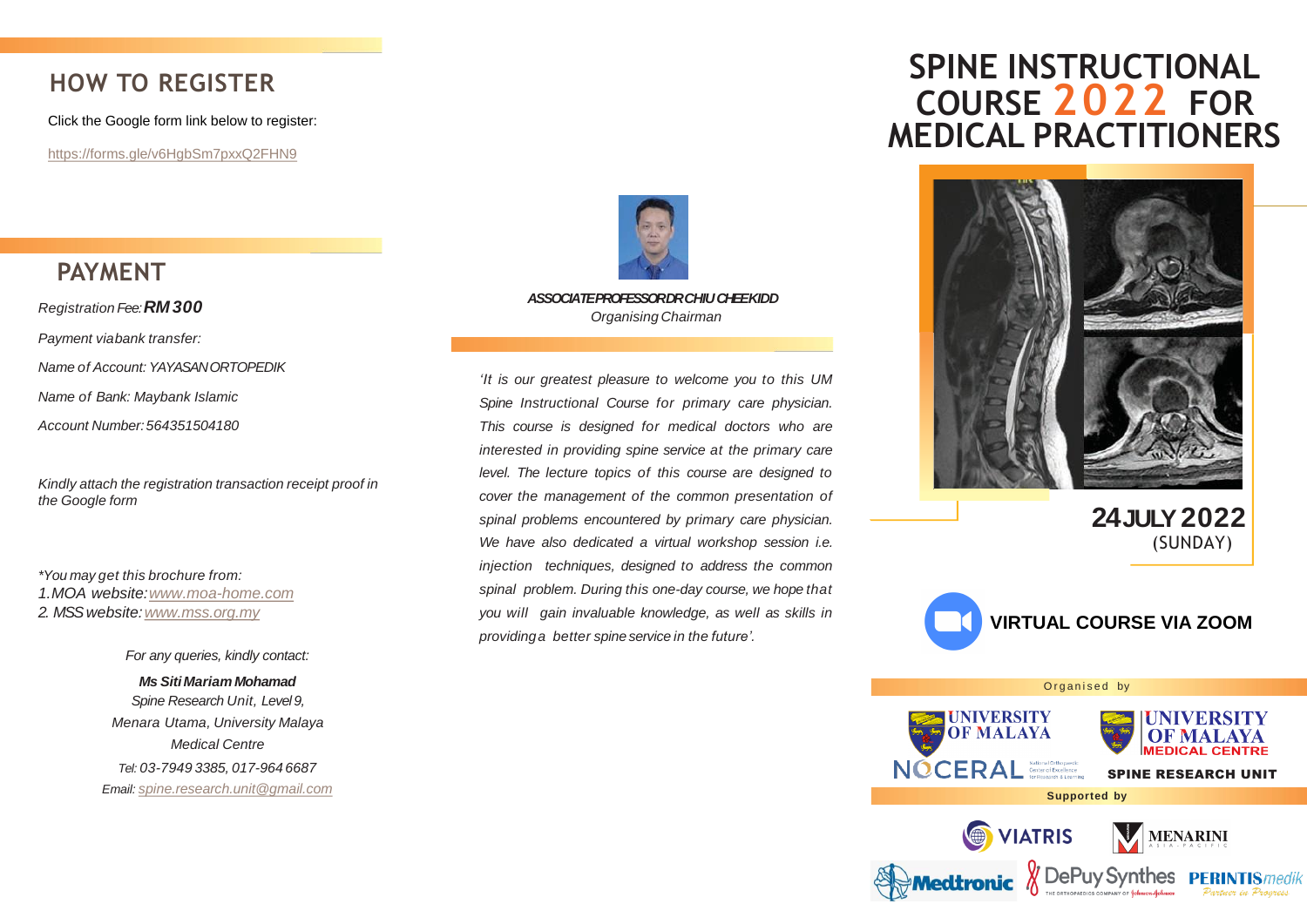## HOW TO REGISTER

Click the Google form link below to register:

https://forms.gle/v6HgbSm7pxxQ2FHN9

## PAYMENT

*Registration Fee:* ***RM 300***

*Payment via bank transfer:*

*Name of Account: YAYASAN ORTOPEDIK*

*Name of Bank: Maybank Islamic*

*Account Number: 564351504180*

*Kindly attach the registration transaction receipt proof in the Google form*

*\*You may get this brochure from:*
*1. MOA website: www.moa-home.com*
*2. MSS website: www.mss.org.my*

*For any queries, kindly contact:*

***Ms Siti Mariam Mohamad***
*Spine Research Unit, Level 9,*
*Menara Utama, University Malaya*
*Medical Centre*
*Tel: 03-7949 3385, 017-964 6687*
*Email: spine.research.unit@gmail.com*

***ASSOCIATE PROFESSOR DR CHIU CHEE KIDD***
*Organising Chairman*

*'It is our greatest pleasure to welcome you to this UM Spine Instructional Course for primary care physician. This course is designed for medical doctors who are interested in providing spine service at the primary care level. The lecture topics of this course are designed to cover the management of the common presentation of spinal problems encountered by primary care physician. We have also dedicated a virtual workshop session i.e. injection techniques, designed to address the common spinal problem. During this one-day course, we hope that you will gain invaluable knowledge, as well as skills in providing a better spine service in the future'.*

# SPINE INSTRUCTIONAL COURSE 2022 FOR MEDICAL PRACTITIONERS

**24 JULY 2022**
(SUNDAY)

**VIRTUAL COURSE VIA ZOOM**

Organised by

UNIVERSITY OF MALAYA
NOCERAL National Orthopaedic Centre of Excellence for Research & Learning
UNIVERSITY OF MALAYA MEDICAL CENTRE
SPINE RESEARCH UNIT

**Supported by**

VIATRIS
MENARINI ASIA-PACIFIC
Medtronic
DePuy Synthes
PERINTIS medik Partner in Progress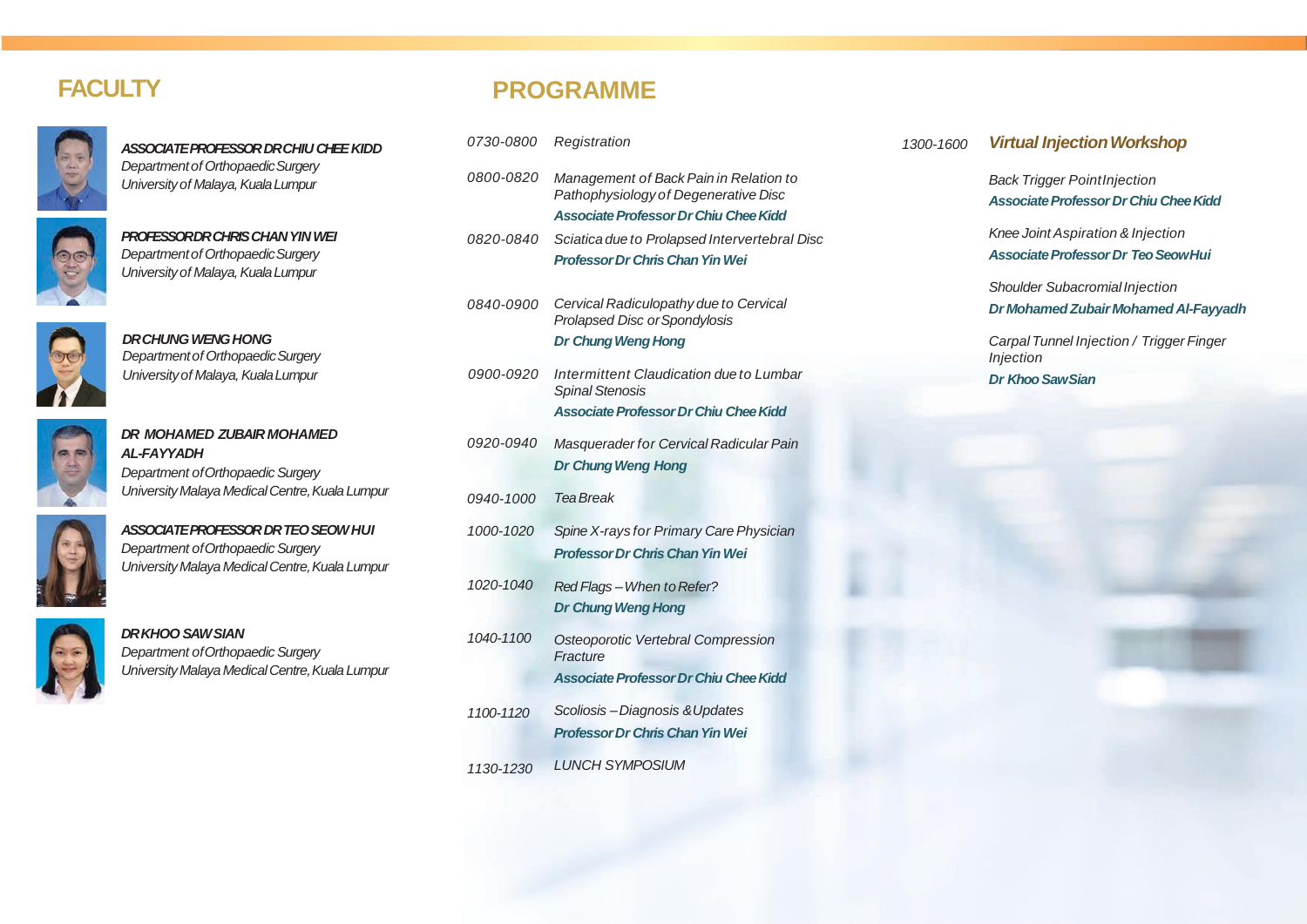## FACULTY

***ASSOCIATE PROFESSOR DR CHIU CHEE KIDD***
*Department of Orthopaedic Surgery*
*University of Malaya, Kuala Lumpur*

***PROFESSOR DR CHRIS CHAN YIN WEI***
*Department of Orthopaedic Surgery*
*University of Malaya, Kuala Lumpur*

***DR CHUNG WENG HONG***
*Department of Orthopaedic Surgery*
*University of Malaya, Kuala Lumpur*

***DR MOHAMED ZUBAIR MOHAMED AL-FAYYADH***
*Department of Orthopaedic Surgery*
*University Malaya Medical Centre, Kuala Lumpur*

***ASSOCIATE PROFESSOR DR TEO SEOW HUI***
*Department of Orthopaedic Surgery*
*University Malaya Medical Centre, Kuala Lumpur*

***DR KHOO SAW SIAN***
*Department of Orthopaedic Surgery*
*University Malaya Medical Centre, Kuala Lumpur*

## PROGRAMME

| | |
|---|---|
| *0730-0800* | *Registration* |
| *0800-0820* | *Management of Back Pain in Relation to Pathophysiology of Degenerative Disc*<br>***Associate Professor Dr Chiu Chee Kidd*** |
| *0820-0840* | *Sciatica due to Prolapsed Intervertebral Disc*<br>***Professor Dr Chris Chan Yin Wei*** |
| *0840-0900* | *Cervical Radiculopathy due to Cervical Prolapsed Disc or Spondylosis*<br>***Dr Chung Weng Hong*** |
| *0900-0920* | *Intermittent Claudication due to Lumbar Spinal Stenosis*<br>***Associate Professor Dr Chiu Chee Kidd*** |
| *0920-0940* | *Masquerader for Cervical Radicular Pain*<br>***Dr Chung Weng Hong*** |
| *0940-1000* | *Tea Break* |
| *1000-1020* | *Spine X-rays for Primary Care Physician*<br>***Professor Dr Chris Chan Yin Wei*** |
| *1020-1040* | *Red Flags – When to Refer?*<br>***Dr Chung Weng Hong*** |
| *1040-1100* | *Osteoporotic Vertebral Compression Fracture*<br>***Associate Professor Dr Chiu Chee Kidd*** |
| *1100-1120* | *Scoliosis – Diagnosis & Updates*<br>***Professor Dr Chris Chan Yin Wei*** |
| *1130-1230* | *LUNCH SYMPOSIUM* |
| *1300-1600* | ***Virtual Injection Workshop***<br><br>*Back Trigger Point Injection*<br>***Associate Professor Dr Chiu Chee Kidd***<br><br>*Knee Joint Aspiration & Injection*<br>***Associate Professor Dr Teo Seow Hui***<br><br>*Shoulder Subacromial Injection*<br>***Dr Mohamed Zubair Mohamed Al-Fayyadh***<br><br>*Carpal Tunnel Injection / Trigger Finger Injection*<br>***Dr Khoo Saw Sian*** |